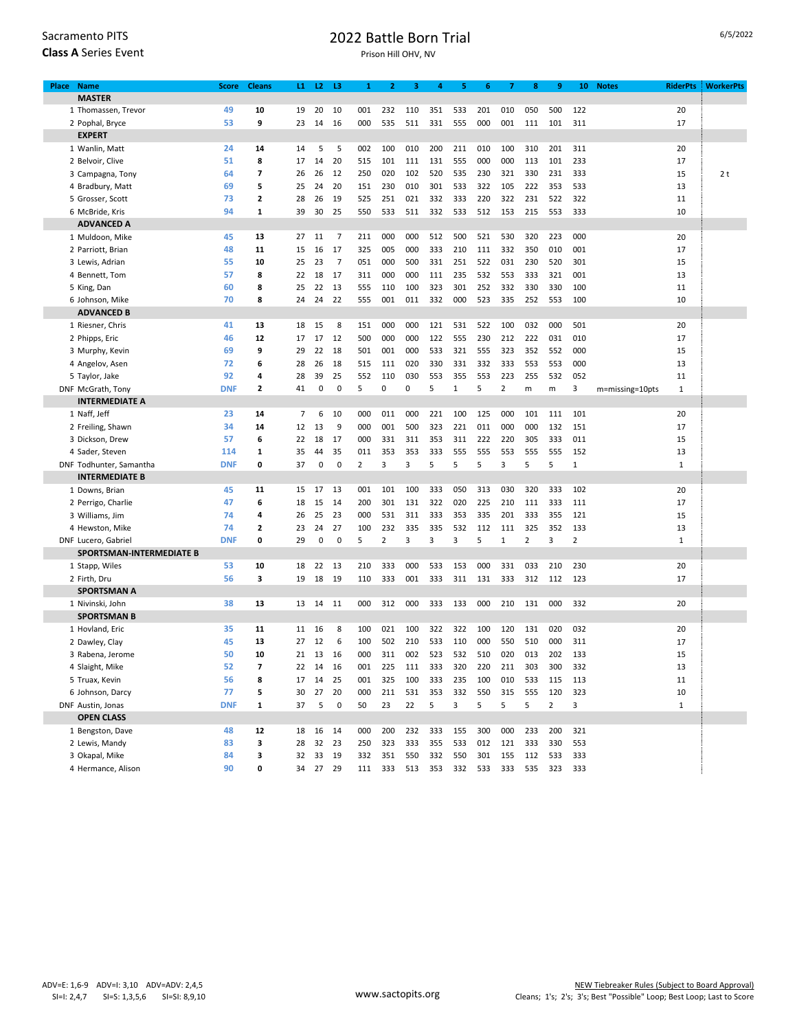Sacramento PITS
**Class A** Series Event

# 2022 Battle Born Trial

Prison Hill OHV, NV

6/5/2022

| Place | Name | Score | Cleans | L1 | L2 | L3 | 1 | 2 | 3 | 4 | 5 | 6 | 7 | 8 | 9 | 10 | Notes | RiderPts | WorkerPts |
|---|---|---|---|---|---|---|---|---|---|---|---|---|---|---|---|---|---|---|---|
| | **MASTER** | | | | | | | | | | | | | | | | | | |
| 1 | Thomassen, Trevor | 49 | 10 | 19 | 20 | 10 | 001 | 232 | 110 | 351 | 533 | 201 | 010 | 050 | 500 | 122 | | 20 | |
| 2 | Pophal, Bryce | 53 | 9 | 23 | 14 | 16 | 000 | 535 | 511 | 331 | 555 | 000 | 001 | 111 | 101 | 311 | | 17 | |
| | **EXPERT** | | | | | | | | | | | | | | | | | | |
| 1 | Wanlin, Matt | 24 | 14 | 14 | 5 | 5 | 002 | 100 | 010 | 200 | 211 | 010 | 100 | 310 | 201 | 311 | | 20 | |
| 2 | Belvoir, Clive | 51 | 8 | 17 | 14 | 20 | 515 | 101 | 111 | 131 | 555 | 000 | 000 | 113 | 101 | 233 | | 17 | |
| 3 | Campagna, Tony | 64 | 7 | 26 | 26 | 12 | 250 | 020 | 102 | 520 | 535 | 230 | 321 | 330 | 231 | 333 | | 15 | 2 t |
| 4 | Bradbury, Matt | 69 | 5 | 25 | 24 | 20 | 151 | 230 | 010 | 301 | 533 | 322 | 105 | 222 | 353 | 533 | | 13 | |
| 5 | Grosser, Scott | 73 | 2 | 28 | 26 | 19 | 525 | 251 | 021 | 332 | 333 | 220 | 322 | 231 | 522 | 322 | | 11 | |
| 6 | McBride, Kris | 94 | 1 | 39 | 30 | 25 | 550 | 533 | 511 | 332 | 533 | 512 | 153 | 215 | 553 | 333 | | 10 | |
| | **ADVANCED A** | | | | | | | | | | | | | | | | | | |
| 1 | Muldoon, Mike | 45 | 13 | 27 | 11 | 7 | 211 | 000 | 000 | 512 | 500 | 521 | 530 | 320 | 223 | 000 | | 20 | |
| 2 | Parriott, Brian | 48 | 11 | 15 | 16 | 17 | 325 | 005 | 000 | 333 | 210 | 111 | 332 | 350 | 010 | 001 | | 17 | |
| 3 | Lewis, Adrian | 55 | 10 | 25 | 23 | 7 | 051 | 000 | 500 | 331 | 251 | 522 | 031 | 230 | 520 | 301 | | 15 | |
| 4 | Bennett, Tom | 57 | 8 | 22 | 18 | 17 | 311 | 000 | 000 | 111 | 235 | 532 | 553 | 333 | 321 | 001 | | 13 | |
| 5 | King, Dan | 60 | 8 | 25 | 22 | 13 | 555 | 110 | 100 | 323 | 301 | 252 | 332 | 330 | 330 | 100 | | 11 | |
| 6 | Johnson, Mike | 70 | 8 | 24 | 24 | 22 | 555 | 001 | 011 | 332 | 000 | 523 | 335 | 252 | 553 | 100 | | 10 | |
| | **ADVANCED B** | | | | | | | | | | | | | | | | | | |
| 1 | Riesner, Chris | 41 | 13 | 18 | 15 | 8 | 151 | 000 | 000 | 121 | 531 | 522 | 100 | 032 | 000 | 501 | | 20 | |
| 2 | Phipps, Eric | 46 | 12 | 17 | 17 | 12 | 500 | 000 | 000 | 122 | 555 | 230 | 212 | 222 | 031 | 010 | | 17 | |
| 3 | Murphy, Kevin | 69 | 9 | 29 | 22 | 18 | 501 | 001 | 000 | 533 | 321 | 555 | 323 | 352 | 552 | 000 | | 15 | |
| 4 | Angelov, Asen | 72 | 6 | 28 | 26 | 18 | 515 | 111 | 020 | 330 | 331 | 332 | 333 | 553 | 553 | 000 | | 13 | |
| 5 | Taylor, Jake | 92 | 4 | 28 | 39 | 25 | 552 | 110 | 030 | 553 | 355 | 553 | 223 | 255 | 532 | 052 | | 11 | |
| DNF | McGrath, Tony | DNF | 2 | 41 | 0 | 0 | 5 | 0 | 0 | 5 | 1 | 5 | 2 | m | m | 3 | m=missing=10pts | 1 | |
| | **INTERMEDIATE A** | | | | | | | | | | | | | | | | | | |
| 1 | Naff, Jeff | 23 | 14 | 7 | 6 | 10 | 000 | 011 | 000 | 221 | 100 | 125 | 000 | 101 | 111 | 101 | | 20 | |
| 2 | Freiling, Shawn | 34 | 14 | 12 | 13 | 9 | 000 | 001 | 500 | 323 | 221 | 011 | 000 | 000 | 132 | 151 | | 17 | |
| 3 | Dickson, Drew | 57 | 6 | 22 | 18 | 17 | 000 | 331 | 311 | 353 | 311 | 222 | 220 | 305 | 333 | 011 | | 15 | |
| 4 | Sader, Steven | 114 | 1 | 35 | 44 | 35 | 011 | 353 | 353 | 333 | 555 | 555 | 553 | 555 | 555 | 152 | | 13 | |
| DNF | Todhunter, Samantha | DNF | 0 | 37 | 0 | 0 | 2 | 3 | 3 | 5 | 5 | 5 | 3 | 5 | 5 | 1 | | 1 | |
| | **INTERMEDIATE B** | | | | | | | | | | | | | | | | | | |
| 1 | Downs, Brian | 45 | 11 | 15 | 17 | 13 | 001 | 101 | 100 | 333 | 050 | 313 | 030 | 320 | 333 | 102 | | 20 | |
| 2 | Perrigo, Charlie | 47 | 6 | 18 | 15 | 14 | 200 | 301 | 131 | 322 | 020 | 225 | 210 | 111 | 333 | 111 | | 17 | |
| 3 | Williams, Jim | 74 | 4 | 26 | 25 | 23 | 000 | 531 | 311 | 333 | 353 | 335 | 201 | 333 | 355 | 121 | | 15 | |
| 4 | Hewston, Mike | 74 | 2 | 23 | 24 | 27 | 100 | 232 | 335 | 335 | 532 | 112 | 111 | 325 | 352 | 133 | | 13 | |
| DNF | Lucero, Gabriel | DNF | 0 | 29 | 0 | 0 | 5 | 2 | 3 | 3 | 3 | 5 | 1 | 2 | 3 | 2 | | 1 | |
| | **SPORTSMAN-INTERMEDIATE B** | | | | | | | | | | | | | | | | | | |
| 1 | Stapp, Wiles | 53 | 10 | 18 | 22 | 13 | 210 | 333 | 000 | 533 | 153 | 000 | 331 | 033 | 210 | 230 | | 20 | |
| 2 | Firth, Dru | 56 | 3 | 19 | 18 | 19 | 110 | 333 | 001 | 333 | 311 | 131 | 333 | 312 | 112 | 123 | | 17 | |
| | **SPORTSMAN A** | | | | | | | | | | | | | | | | | | |
| 1 | Nivinski, John | 38 | 13 | 13 | 14 | 11 | 000 | 312 | 000 | 333 | 133 | 000 | 210 | 131 | 000 | 332 | | 20 | |
| | **SPORTSMAN B** | | | | | | | | | | | | | | | | | | |
| 1 | Hovland, Eric | 35 | 11 | 11 | 16 | 8 | 100 | 021 | 100 | 322 | 322 | 100 | 120 | 131 | 020 | 032 | | 20 | |
| 2 | Dawley, Clay | 45 | 13 | 27 | 12 | 6 | 100 | 502 | 210 | 533 | 110 | 000 | 550 | 510 | 000 | 311 | | 17 | |
| 3 | Rabena, Jerome | 50 | 10 | 21 | 13 | 16 | 000 | 311 | 002 | 523 | 532 | 510 | 020 | 013 | 202 | 133 | | 15 | |
| 4 | Slaight, Mike | 52 | 7 | 22 | 14 | 16 | 001 | 225 | 111 | 333 | 320 | 220 | 211 | 303 | 300 | 332 | | 13 | |
| 5 | Truax, Kevin | 56 | 8 | 17 | 14 | 25 | 001 | 325 | 100 | 333 | 235 | 100 | 010 | 533 | 115 | 113 | | 11 | |
| 6 | Johnson, Darcy | 77 | 5 | 30 | 27 | 20 | 000 | 211 | 531 | 353 | 332 | 550 | 315 | 555 | 120 | 323 | | 10 | |
| DNF | Austin, Jonas | DNF | 1 | 37 | 5 | 0 | 50 | 23 | 22 | 5 | 3 | 5 | 5 | 5 | 2 | 3 | | 1 | |
| | **OPEN CLASS** | | | | | | | | | | | | | | | | | | |
| 1 | Bengston, Dave | 48 | 12 | 18 | 16 | 14 | 000 | 200 | 232 | 333 | 155 | 300 | 000 | 233 | 200 | 321 | | | |
| 2 | Lewis, Mandy | 83 | 3 | 28 | 32 | 23 | 250 | 323 | 333 | 355 | 533 | 012 | 121 | 333 | 330 | 553 | | | |
| 3 | Okapal, Mike | 84 | 3 | 32 | 33 | 19 | 332 | 351 | 550 | 332 | 550 | 301 | 155 | 112 | 533 | 333 | | | |
| 4 | Hermance, Alison | 90 | 0 | 34 | 27 | 29 | 111 | 333 | 513 | 353 | 332 | 533 | 333 | 535 | 323 | 333 | | | |

ADV=E: 1,6-9 ADV=I: 3,10 ADV=ADV: 2,4,5
SI=I: 2,4,7 SI=S: 1,3,5,6 SI=SI: 8,9,10

www.sactopits.org

NEW Tiebreaker Rules (Subject to Board Approval)
Cleans; 1's; 2's; 3's; Best "Possible" Loop; Best Loop; Last to Score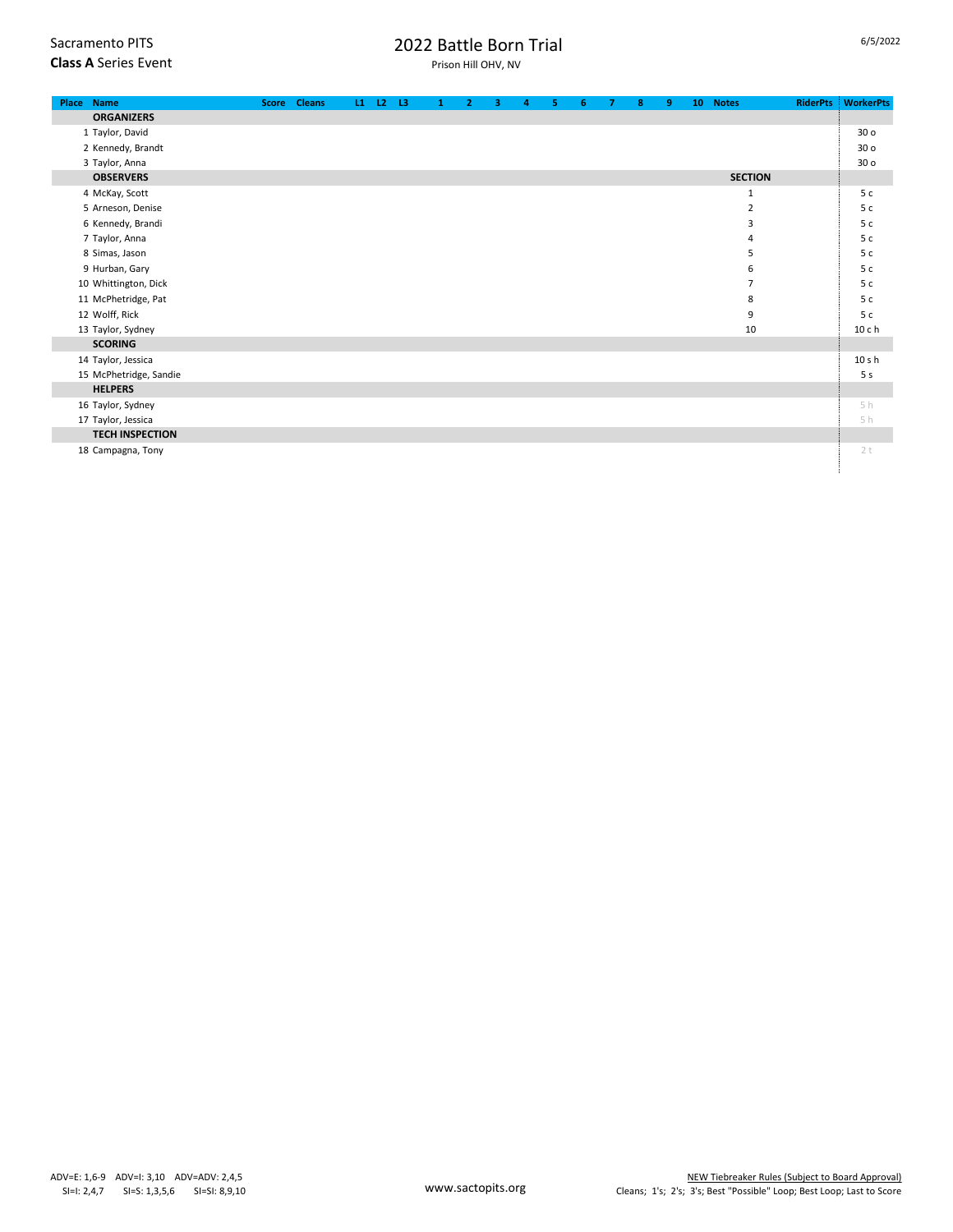Sacramento PITS
**Class A** Series Event

# 2022 Battle Born Trial

Prison Hill OHV, NV

6/5/2022

| Place | Name | Score | Cleans | L1 | L2 | L3 | 1 | 2 | 3 | 4 | 5 | 6 | 7 | 8 | 9 | 10 | Notes | RiderPts | WorkerPts |
|---|---|---|---|---|---|---|---|---|---|---|---|---|---|---|---|---|---|---|---|
| | **ORGANIZERS** | | | | | | | | | | | | | | | | | | |
| 1 | Taylor, David | | | | | | | | | | | | | | | | | | 30 o |
| 2 | Kennedy, Brandt | | | | | | | | | | | | | | | | | | 30 o |
| 3 | Taylor, Anna | | | | | | | | | | | | | | | | | | 30 o |
| | **OBSERVERS** | | | | | | | | | | | | | | | | **SECTION** | | |
| 4 | McKay, Scott | | | | | | | | | | | | | | | | 1 | | 5 c |
| 5 | Arneson, Denise | | | | | | | | | | | | | | | | 2 | | 5 c |
| 6 | Kennedy, Brandi | | | | | | | | | | | | | | | | 3 | | 5 c |
| 7 | Taylor, Anna | | | | | | | | | | | | | | | | 4 | | 5 c |
| 8 | Simas, Jason | | | | | | | | | | | | | | | | 5 | | 5 c |
| 9 | Hurban, Gary | | | | | | | | | | | | | | | | 6 | | 5 c |
| 10 | Whittington, Dick | | | | | | | | | | | | | | | | 7 | | 5 c |
| 11 | McPhetridge, Pat | | | | | | | | | | | | | | | | 8 | | 5 c |
| 12 | Wolff, Rick | | | | | | | | | | | | | | | | 9 | | 5 c |
| 13 | Taylor, Sydney | | | | | | | | | | | | | | | | 10 | | 10 c h |
| | **SCORING** | | | | | | | | | | | | | | | | | | |
| 14 | Taylor, Jessica | | | | | | | | | | | | | | | | | | 10 s h |
| 15 | McPhetridge, Sandie | | | | | | | | | | | | | | | | | | 5 s |
| | **HELPERS** | | | | | | | | | | | | | | | | | | |
| 16 | Taylor, Sydney | | | | | | | | | | | | | | | | | | 5 h |
| 17 | Taylor, Jessica | | | | | | | | | | | | | | | | | | 5 h |
| | **TECH INSPECTION** | | | | | | | | | | | | | | | | | | |
| 18 | Campagna, Tony | | | | | | | | | | | | | | | | | | 2 t |

ADV=E: 1,6-9  ADV=I: 3,10  ADV=ADV: 2,4,5
SI=I: 2,4,7  SI=S: 1,3,5,6  SI=SI: 8,9,10

www.sactopits.org

NEW Tiebreaker Rules (Subject to Board Approval)
Cleans; 1's; 2's; 3's; Best "Possible" Loop; Best Loop; Last to Score